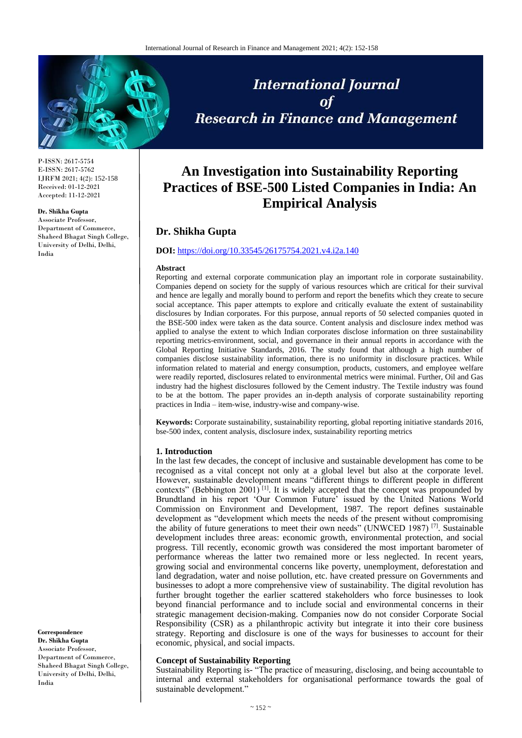P-ISSN: 2617-5754
E-ISSN: 2617-5762
IJRFM 2021; 4(2): 152-158
Received: 01-12-2021
Accepted: 11-12-2021

**Dr. Shikha Gupta**
Associate Professor,
Department of Commerce,
Shaheed Bhagat Singh College,
University of Delhi, Delhi,
India

**Correspondence**
**Dr. Shikha Gupta**
Associate Professor,
Department of Commerce,
Shaheed Bhagat Singh College,
University of Delhi, Delhi,
India

# An Investigation into Sustainability Reporting Practices of BSE-500 Listed Companies in India: An Empirical Analysis

## Dr. Shikha Gupta

**DOI:** https://doi.org/10.33545/26175754.2021.v4.i2a.140

**Abstract**

Reporting and external corporate communication play an important role in corporate sustainability. Companies depend on society for the supply of various resources which are critical for their survival and hence are legally and morally bound to perform and report the benefits which they create to secure social acceptance. This paper attempts to explore and critically evaluate the extent of sustainability disclosures by Indian corporates. For this purpose, annual reports of 50 selected companies quoted in the BSE-500 index were taken as the data source. Content analysis and disclosure index method was applied to analyse the extent to which Indian corporates disclose information on three sustainability reporting metrics-environment, social, and governance in their annual reports in accordance with the Global Reporting Initiative Standards, 2016. The study found that although a high number of companies disclose sustainability information, there is no uniformity in disclosure practices. While information related to material and energy consumption, products, customers, and employee welfare were readily reported, disclosures related to environmental metrics were minimal. Further, Oil and Gas industry had the highest disclosures followed by the Cement industry. The Textile industry was found to be at the bottom. The paper provides an in-depth analysis of corporate sustainability reporting practices in India – item-wise, industry-wise and company-wise.

**Keywords:** Corporate sustainability, sustainability reporting, global reporting initiative standards 2016, bse-500 index, content analysis, disclosure index, sustainability reporting metrics

### 1. Introduction

In the last few decades, the concept of inclusive and sustainable development has come to be recognised as a vital concept not only at a global level but also at the corporate level. However, sustainable development means "different things to different people in different contexts" (Bebbington 2001) [1]. It is widely accepted that the concept was propounded by Brundtland in his report 'Our Common Future' issued by the United Nations World Commission on Environment and Development, 1987. The report defines sustainable development as "development which meets the needs of the present without compromising the ability of future generations to meet their own needs" (UNWCED 1987) [7]. Sustainable development includes three areas: economic growth, environmental protection, and social progress. Till recently, economic growth was considered the most important barometer of performance whereas the latter two remained more or less neglected. In recent years, growing social and environmental concerns like poverty, unemployment, deforestation and land degradation, water and noise pollution, etc. have created pressure on Governments and businesses to adopt a more comprehensive view of sustainability. The digital revolution has further brought together the earlier scattered stakeholders who force businesses to look beyond financial performance and to include social and environmental concerns in their strategic management decision-making. Companies now do not consider Corporate Social Responsibility (CSR) as a philanthropic activity but integrate it into their core business strategy. Reporting and disclosure is one of the ways for businesses to account for their economic, physical, and social impacts.

### Concept of Sustainability Reporting

Sustainability Reporting is- "The practice of measuring, disclosing, and being accountable to internal and external stakeholders for organisational performance towards the goal of sustainable development."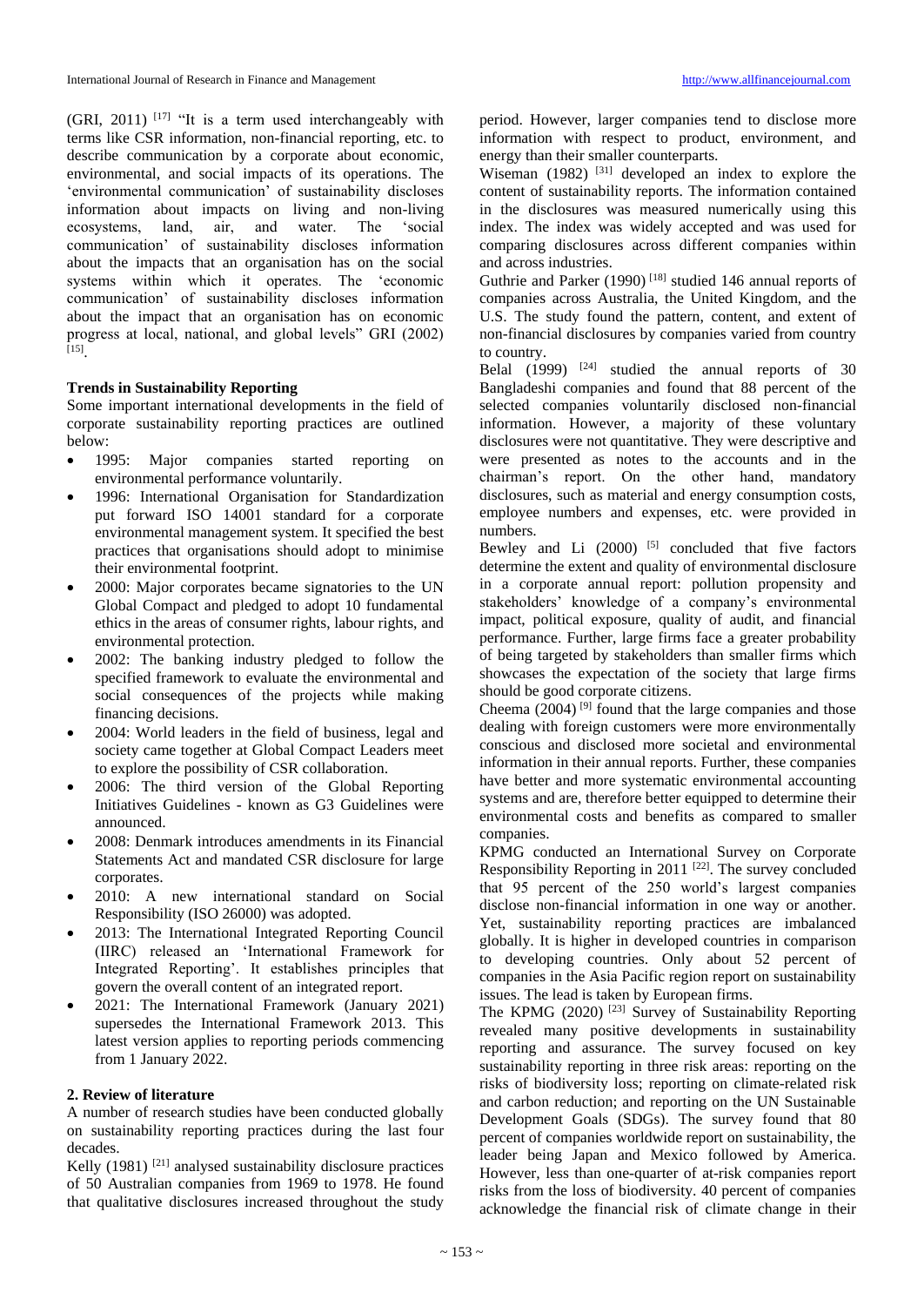(GRI, 2011) [17] "It is a term used interchangeably with terms like CSR information, non-financial reporting, etc. to describe communication by a corporate about economic, environmental, and social impacts of its operations. The 'environmental communication' of sustainability discloses information about impacts on living and non-living ecosystems, land, air, and water. The 'social communication' of sustainability discloses information about the impacts that an organisation has on the social systems within which it operates. The 'economic communication' of sustainability discloses information about the impact that an organisation has on economic progress at local, national, and global levels" GRI (2002) [15].

**Trends in Sustainability Reporting**

Some important international developments in the field of corporate sustainability reporting practices are outlined below:

- 1995: Major companies started reporting on environmental performance voluntarily.
- 1996: International Organisation for Standardization put forward ISO 14001 standard for a corporate environmental management system. It specified the best practices that organisations should adopt to minimise their environmental footprint.
- 2000: Major corporates became signatories to the UN Global Compact and pledged to adopt 10 fundamental ethics in the areas of consumer rights, labour rights, and environmental protection.
- 2002: The banking industry pledged to follow the specified framework to evaluate the environmental and social consequences of the projects while making financing decisions.
- 2004: World leaders in the field of business, legal and society came together at Global Compact Leaders meet to explore the possibility of CSR collaboration.
- 2006: The third version of the Global Reporting Initiatives Guidelines - known as G3 Guidelines were announced.
- 2008: Denmark introduces amendments in its Financial Statements Act and mandated CSR disclosure for large corporates.
- 2010: A new international standard on Social Responsibility (ISO 26000) was adopted.
- 2013: The International Integrated Reporting Council (IIRC) released an 'International Framework for Integrated Reporting'. It establishes principles that govern the overall content of an integrated report.
- 2021: The International Framework (January 2021) supersedes the International Framework 2013. This latest version applies to reporting periods commencing from 1 January 2022.

## 2. Review of literature

A number of research studies have been conducted globally on sustainability reporting practices during the last four decades.

Kelly (1981) [21] analysed sustainability disclosure practices of 50 Australian companies from 1969 to 1978. He found that qualitative disclosures increased throughout the study period. However, larger companies tend to disclose more information with respect to product, environment, and energy than their smaller counterparts.

Wiseman (1982) [31] developed an index to explore the content of sustainability reports. The information contained in the disclosures was measured numerically using this index. The index was widely accepted and was used for comparing disclosures across different companies within and across industries.

Guthrie and Parker (1990) [18] studied 146 annual reports of companies across Australia, the United Kingdom, and the U.S. The study found the pattern, content, and extent of non-financial disclosures by companies varied from country to country.

Belal (1999) [24] studied the annual reports of 30 Bangladeshi companies and found that 88 percent of the selected companies voluntarily disclosed non-financial information. However, a majority of these voluntary disclosures were not quantitative. They were descriptive and were presented as notes to the accounts and in the chairman's report. On the other hand, mandatory disclosures, such as material and energy consumption costs, employee numbers and expenses, etc. were provided in numbers.

Bewley and Li (2000) [5] concluded that five factors determine the extent and quality of environmental disclosure in a corporate annual report: pollution propensity and stakeholders' knowledge of a company's environmental impact, political exposure, quality of audit, and financial performance. Further, large firms face a greater probability of being targeted by stakeholders than smaller firms which showcases the expectation of the society that large firms should be good corporate citizens.

Cheema (2004) [9] found that the large companies and those dealing with foreign customers were more environmentally conscious and disclosed more societal and environmental information in their annual reports. Further, these companies have better and more systematic environmental accounting systems and are, therefore better equipped to determine their environmental costs and benefits as compared to smaller companies.

KPMG conducted an International Survey on Corporate Responsibility Reporting in 2011 [22]. The survey concluded that 95 percent of the 250 world's largest companies disclose non-financial information in one way or another. Yet, sustainability reporting practices are imbalanced globally. It is higher in developed countries in comparison to developing countries. Only about 52 percent of companies in the Asia Pacific region report on sustainability issues. The lead is taken by European firms.

The KPMG (2020) [23] Survey of Sustainability Reporting revealed many positive developments in sustainability reporting and assurance. The survey focused on key sustainability reporting in three risk areas: reporting on the risks of biodiversity loss; reporting on climate-related risk and carbon reduction; and reporting on the UN Sustainable Development Goals (SDGs). The survey found that 80 percent of companies worldwide report on sustainability, the leader being Japan and Mexico followed by America. However, less than one-quarter of at-risk companies report risks from the loss of biodiversity. 40 percent of companies acknowledge the financial risk of climate change in their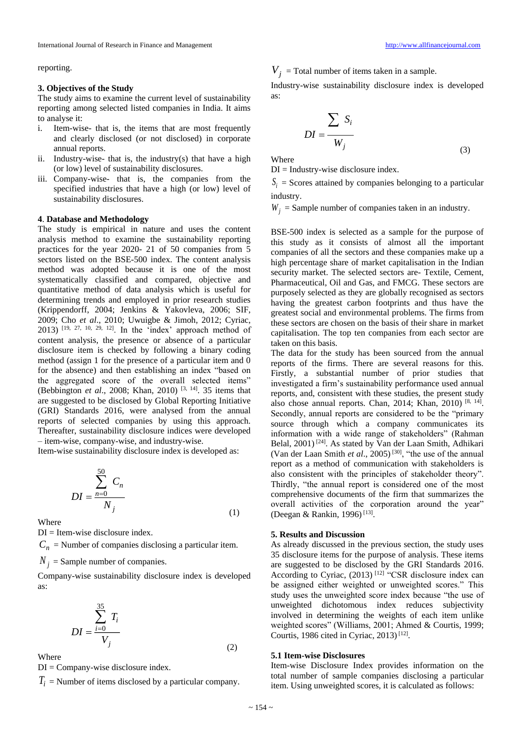reporting.

### 3. Objectives of the Study

The study aims to examine the current level of sustainability reporting among selected listed companies in India. It aims to analyse it:

i. Item-wise- that is, the items that are most frequently and clearly disclosed (or not disclosed) in corporate annual reports.
ii. Industry-wise- that is, the industry(s) that have a high (or low) level of sustainability disclosures.
iii. Company-wise- that is, the companies from the specified industries that have a high (or low) level of sustainability disclosures.

### 4. Database and Methodology

The study is empirical in nature and uses the content analysis method to examine the sustainability reporting practices for the year 2020- 21 of 50 companies from 5 sectors listed on the BSE-500 index. The content analysis method was adopted because it is one of the most systematically classified and compared, objective and quantitative method of data analysis which is useful for determining trends and employed in prior research studies (Krippendorff, 2004; Jenkins & Yakovleva, 2006; SIF, 2009; Cho *et al*., 2010; Uwuigbe & Jimoh, 2012; Cyriac, 2013) [19, 27, 10, 29, 12]. In the 'index' approach method of content analysis, the presence or absence of a particular disclosure item is checked by following a binary coding method (assign 1 for the presence of a particular item and 0 for the absence) and then establishing an index "based on the aggregated score of the overall selected items" (Bebbington *et al*., 2008; Khan, 2010) [3, 14]. 35 items that are suggested to be disclosed by Global Reporting Initiative (GRI) Standards 2016, were analysed from the annual reports of selected companies by using this approach. Thereafter, sustainability disclosure indices were developed – item-wise, company-wise, and industry-wise.

Item-wise sustainability disclosure index is developed as:

$$DI = \frac{\sum_{n=0}^{50} C_n}{N_j} \tag{1}$$

Where

DI = Item-wise disclosure index.

$C_n$ = Number of companies disclosing a particular item.

$N_j$ = Sample number of companies.

Company-wise sustainability disclosure index is developed as:

$$DI = \frac{\sum_{i=0}^{35} T_i}{V_j} \tag{2}$$

Where

DI = Company-wise disclosure index.

$T_i$ = Number of items disclosed by a particular company.

$V_j$ = Total number of items taken in a sample.

Industry-wise sustainability disclosure index is developed as:

$$DI = \frac{\sum S_i}{W_j} \tag{3}$$

Where

DI = Industry-wise disclosure index.

$S_i$ = Scores attained by companies belonging to a particular industry.

$W_j$ = Sample number of companies taken in an industry.

BSE-500 index is selected as a sample for the purpose of this study as it consists of almost all the important companies of all the sectors and these companies make up a high percentage share of market capitalisation in the Indian security market. The selected sectors are- Textile, Cement, Pharmaceutical, Oil and Gas, and FMCG. These sectors are purposely selected as they are globally recognised as sectors having the greatest carbon footprints and thus have the greatest social and environmental problems. The firms from these sectors are chosen on the basis of their share in market capitalisation. The top ten companies from each sector are taken on this basis.

The data for the study has been sourced from the annual reports of the firms. There are several reasons for this. Firstly, a substantial number of prior studies that investigated a firm's sustainability performance used annual reports, and, consistent with these studies, the present study also chose annual reports. Chan, 2014; Khan, 2010) [8, 14]. Secondly, annual reports are considered to be the "primary source through which a company communicates its information with a wide range of stakeholders" (Rahman Belal, 2001) [24]. As stated by Van der Laan Smith, Adhikari (Van der Laan Smith *et al*., 2005) [30], "the use of the annual report as a method of communication with stakeholders is also consistent with the principles of stakeholder theory". Thirdly, "the annual report is considered one of the most comprehensive documents of the firm that summarizes the overall activities of the corporation around the year" (Deegan & Rankin, 1996) [13].

### 5. Results and Discussion

As already discussed in the previous section, the study uses 35 disclosure items for the purpose of analysis. These items are suggested to be disclosed by the GRI Standards 2016. According to Cyriac, (2013) [12] "CSR disclosure index can be assigned either weighted or unweighted scores." This study uses the unweighted score index because "the use of unweighted dichotomous index reduces subjectivity involved in determining the weights of each item unlike weighted scores" (Williams, 2001; Ahmed & Courtis, 1999; Courtis, 1986 cited in Cyriac, 2013) [12].

#### 5.1 Item-wise Disclosures

Item-wise Disclosure Index provides information on the total number of sample companies disclosing a particular item. Using unweighted scores, it is calculated as follows: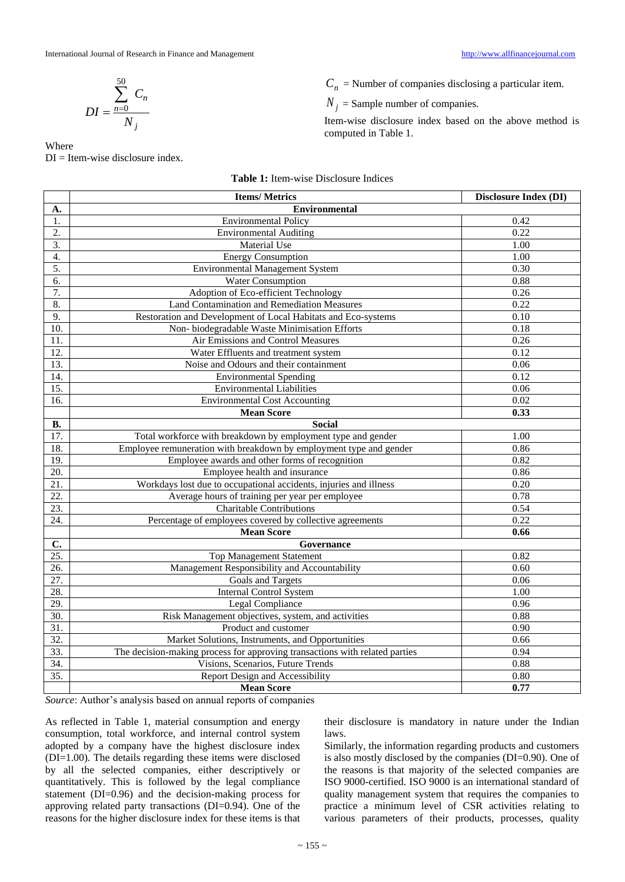$$DI = \frac{\sum_{n=0}^{50} C_n}{N_j}$$

Where

DI = Item-wise disclosure index.

$C_n$ = Number of companies disclosing a particular item.

$N_j$ = Sample number of companies.

Item-wise disclosure index based on the above method is computed in Table 1.

**Table 1:** Item-wise Disclosure Indices

| | Items/ Metrics | Disclosure Index (DI) |
|---|---|---|
| **A.** | **Environmental** | |
| 1. | Environmental Policy | 0.42 |
| 2. | Environmental Auditing | 0.22 |
| 3. | Material Use | 1.00 |
| 4. | Energy Consumption | 1.00 |
| 5. | Environmental Management System | 0.30 |
| 6. | Water Consumption | 0.88 |
| 7. | Adoption of Eco-efficient Technology | 0.26 |
| 8. | Land Contamination and Remediation Measures | 0.22 |
| 9. | Restoration and Development of Local Habitats and Eco-systems | 0.10 |
| 10. | Non- biodegradable Waste Minimisation Efforts | 0.18 |
| 11. | Air Emissions and Control Measures | 0.26 |
| 12. | Water Effluents and treatment system | 0.12 |
| 13. | Noise and Odours and their containment | 0.06 |
| 14. | Environmental Spending | 0.12 |
| 15. | Environmental Liabilities | 0.06 |
| 16. | Environmental Cost Accounting | 0.02 |
| | **Mean Score** | **0.33** |
| **B.** | **Social** | |
| 17. | Total workforce with breakdown by employment type and gender | 1.00 |
| 18. | Employee remuneration with breakdown by employment type and gender | 0.86 |
| 19. | Employee awards and other forms of recognition | 0.82 |
| 20. | Employee health and insurance | 0.86 |
| 21. | Workdays lost due to occupational accidents, injuries and illness | 0.20 |
| 22. | Average hours of training per year per employee | 0.78 |
| 23. | Charitable Contributions | 0.54 |
| 24. | Percentage of employees covered by collective agreements | 0.22 |
| | **Mean Score** | **0.66** |
| **C.** | **Governance** | |
| 25. | Top Management Statement | 0.82 |
| 26. | Management Responsibility and Accountability | 0.60 |
| 27. | Goals and Targets | 0.06 |
| 28. | Internal Control System | 1.00 |
| 29. | Legal Compliance | 0.96 |
| 30. | Risk Management objectives, system, and activities | 0.88 |
| 31. | Product and customer | 0.90 |
| 32. | Market Solutions, Instruments, and Opportunities | 0.66 |
| 33. | The decision-making process for approving transactions with related parties | 0.94 |
| 34. | Visions, Scenarios, Future Trends | 0.88 |
| 35. | Report Design and Accessibility | 0.80 |
| | **Mean Score** | **0.77** |

*Source*: Author's analysis based on annual reports of companies

As reflected in Table 1, material consumption and energy consumption, total workforce, and internal control system adopted by a company have the highest disclosure index (DI=1.00). The details regarding these items were disclosed by all the selected companies, either descriptively or quantitatively. This is followed by the legal compliance statement (DI=0.96) and the decision-making process for approving related party transactions (DI=0.94). One of the reasons for the higher disclosure index for these items is that their disclosure is mandatory in nature under the Indian laws.

Similarly, the information regarding products and customers is also mostly disclosed by the companies (DI=0.90). One of the reasons is that majority of the selected companies are ISO 9000-certified. ISO 9000 is an international standard of quality management system that requires the companies to practice a minimum level of CSR activities relating to various parameters of their products, processes, quality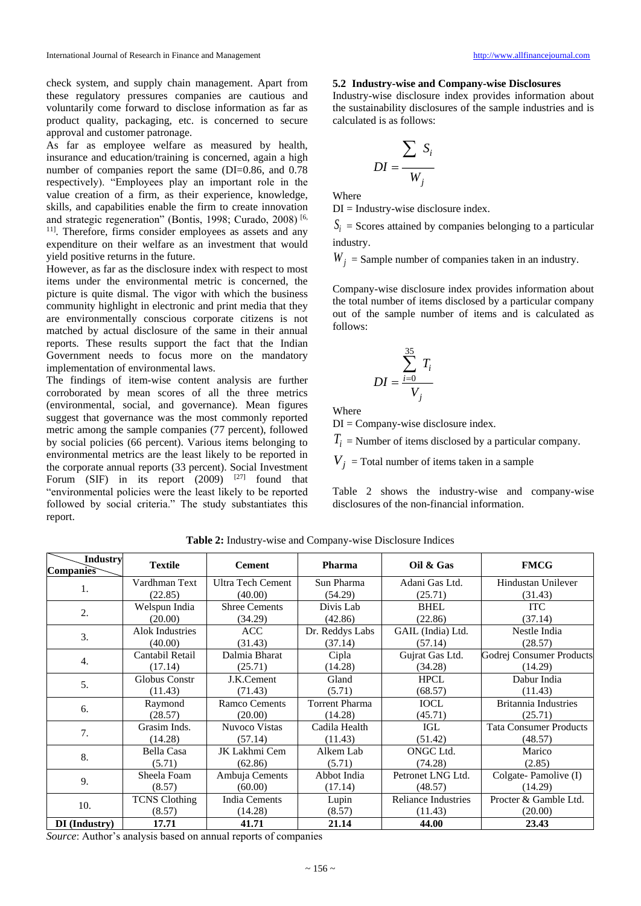check system, and supply chain management. Apart from these regulatory pressures companies are cautious and voluntarily come forward to disclose information as far as product quality, packaging, etc. is concerned to secure approval and customer patronage.

As far as employee welfare as measured by health, insurance and education/training is concerned, again a high number of companies report the same (DI=0.86, and 0.78 respectively). "Employees play an important role in the value creation of a firm, as their experience, knowledge, skills, and capabilities enable the firm to create innovation and strategic regeneration" (Bontis, 1998; Curado, 2008) [6, 11]. Therefore, firms consider employees as assets and any expenditure on their welfare as an investment that would yield positive returns in the future.

However, as far as the disclosure index with respect to most items under the environmental metric is concerned, the picture is quite dismal. The vigor with which the business community highlight in electronic and print media that they are environmentally conscious corporate citizens is not matched by actual disclosure of the same in their annual reports. These results support the fact that the Indian Government needs to focus more on the mandatory implementation of environmental laws.

The findings of item-wise content analysis are further corroborated by mean scores of all the three metrics (environmental, social, and governance). Mean figures suggest that governance was the most commonly reported metric among the sample companies (77 percent), followed by social policies (66 percent). Various items belonging to environmental metrics are the least likely to be reported in the corporate annual reports (33 percent). Social Investment Forum (SIF) in its report (2009) [27] found that "environmental policies were the least likely to be reported followed by social criteria." The study substantiates this report.

### 5.2 Industry-wise and Company-wise Disclosures

Industry-wise disclosure index provides information about the sustainability disclosures of the sample industries and is calculated is as follows:

$$DI = \frac{\sum S_i}{W_j}$$

Where

DI = Industry-wise disclosure index.

$S_i$ = Scores attained by companies belonging to a particular industry.

$W_j$ = Sample number of companies taken in an industry.

Company-wise disclosure index provides information about the total number of items disclosed by a particular company out of the sample number of items and is calculated as follows:

$$DI = \frac{\sum_{i=0}^{35} T_i}{V_j}$$

Where

DI = Company-wise disclosure index.

$T_i$ = Number of items disclosed by a particular company.

$V_j$ = Total number of items taken in a sample

Table 2 shows the industry-wise and company-wise disclosures of the non-financial information.

**Table 2:** Industry-wise and Company-wise Disclosure Indices

| Companies \ Industry | Textile | Cement | Pharma | Oil & Gas | FMCG |
|---|---|---|---|---|---|
| 1. | Vardhman Text (22.85) | Ultra Tech Cement (40.00) | Sun Pharma (54.29) | Adani Gas Ltd. (25.71) | Hindustan Unilever (31.43) |
| 2. | Welspun India (20.00) | Shree Cements (34.29) | Divis Lab (42.86) | BHEL (22.86) | ITC (37.14) |
| 3. | Alok Industries (40.00) | ACC (31.43) | Dr. Reddys Labs (37.14) | GAIL (India) Ltd. (57.14) | Nestle India (28.57) |
| 4. | Cantabil Retail (17.14) | Dalmia Bharat (25.71) | Cipla (14.28) | Gujrat Gas Ltd. (34.28) | Godrej Consumer Products (14.29) |
| 5. | Globus Constr (11.43) | J.K.Cement (71.43) | Gland (5.71) | HPCL (68.57) | Dabur India (11.43) |
| 6. | Raymond (28.57) | Ramco Cements (20.00) | Torrent Pharma (14.28) | IOCL (45.71) | Britannia Industries (25.71) |
| 7. | Grasim Inds. (14.28) | Nuvoco Vistas (57.14) | Cadila Health (11.43) | IGL (51.42) | Tata Consumer Products (48.57) |
| 8. | Bella Casa (5.71) | JK Lakhmi Cem (62.86) | Alkem Lab (5.71) | ONGC Ltd. (74.28) | Marico (2.85) |
| 9. | Sheela Foam (8.57) | Ambuja Cements (60.00) | Abbot India (17.14) | Petronet LNG Ltd. (48.57) | Colgate- Pamolive (I) (14.29) |
| 10. | TCNS Clothing (8.57) | India Cements (14.28) | Lupin (8.57) | Reliance Industries (11.43) | Procter & Gamble Ltd. (20.00) |
| **DI (Industry)** | **17.71** | **41.71** | **21.14** | **44.00** | **23.43** |

*Source*: Author's analysis based on annual reports of companies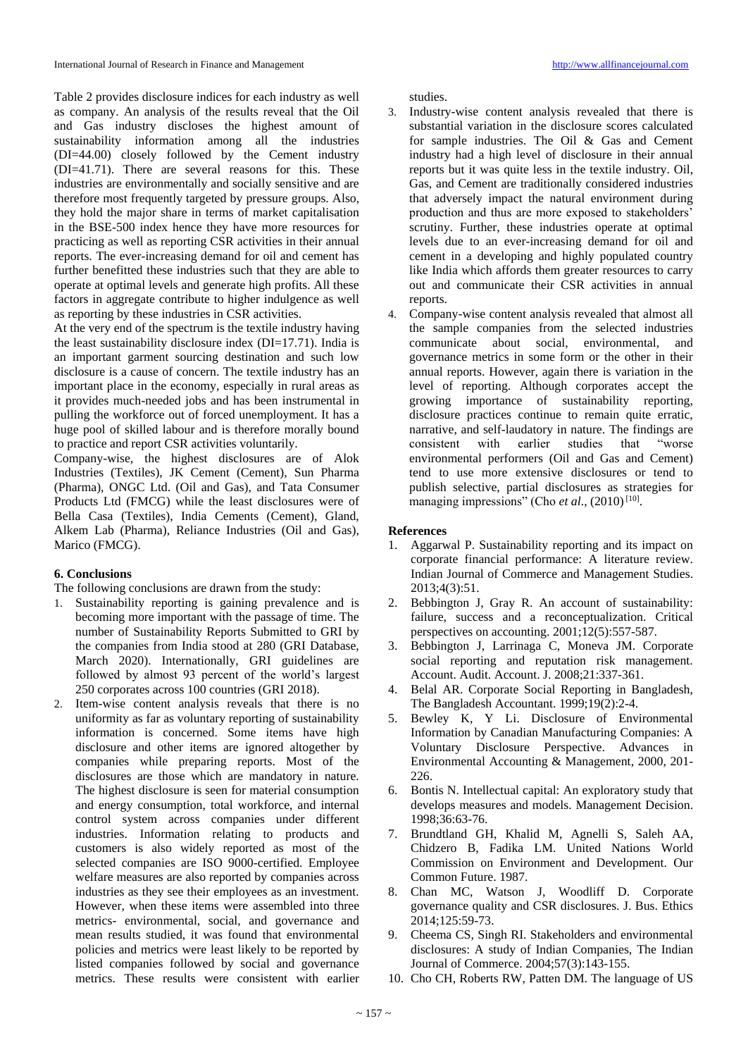Table 2 provides disclosure indices for each industry as well as company. An analysis of the results reveal that the Oil and Gas industry discloses the highest amount of sustainability information among all the industries (DI=44.00) closely followed by the Cement industry (DI=41.71). There are several reasons for this. These industries are environmentally and socially sensitive and are therefore most frequently targeted by pressure groups. Also, they hold the major share in terms of market capitalisation in the BSE-500 index hence they have more resources for practicing as well as reporting CSR activities in their annual reports. The ever-increasing demand for oil and cement has further benefitted these industries such that they are able to operate at optimal levels and generate high profits. All these factors in aggregate contribute to higher indulgence as well as reporting by these industries in CSR activities.

At the very end of the spectrum is the textile industry having the least sustainability disclosure index (DI=17.71). India is an important garment sourcing destination and such low disclosure is a cause of concern. The textile industry has an important place in the economy, especially in rural areas as it provides much-needed jobs and has been instrumental in pulling the workforce out of forced unemployment. It has a huge pool of skilled labour and is therefore morally bound to practice and report CSR activities voluntarily.

Company-wise, the highest disclosures are of Alok Industries (Textiles), JK Cement (Cement), Sun Pharma (Pharma), ONGC Ltd. (Oil and Gas), and Tata Consumer Products Ltd (FMCG) while the least disclosures were of Bella Casa (Textiles), India Cements (Cement), Gland, Alkem Lab (Pharma), Reliance Industries (Oil and Gas), Marico (FMCG).

## 6. Conclusions

The following conclusions are drawn from the study:

1. Sustainability reporting is gaining prevalence and is becoming more important with the passage of time. The number of Sustainability Reports Submitted to GRI by the companies from India stood at 280 (GRI Database, March 2020). Internationally, GRI guidelines are followed by almost 93 percent of the world's largest 250 corporates across 100 countries (GRI 2018).
2. Item-wise content analysis reveals that there is no uniformity as far as voluntary reporting of sustainability information is concerned. Some items have high disclosure and other items are ignored altogether by companies while preparing reports. Most of the disclosures are those which are mandatory in nature. The highest disclosure is seen for material consumption and energy consumption, total workforce, and internal control system across companies under different industries. Information relating to products and customers is also widely reported as most of the selected companies are ISO 9000-certified. Employee welfare measures are also reported by companies across industries as they see their employees as an investment. However, when these items were assembled into three metrics- environmental, social, and governance and mean results studied, it was found that environmental policies and metrics were least likely to be reported by listed companies followed by social and governance metrics. These results were consistent with earlier studies.
3. Industry-wise content analysis revealed that there is substantial variation in the disclosure scores calculated for sample industries. The Oil & Gas and Cement industry had a high level of disclosure in their annual reports but it was quite less in the textile industry. Oil, Gas, and Cement are traditionally considered industries that adversely impact the natural environment during production and thus are more exposed to stakeholders' scrutiny. Further, these industries operate at optimal levels due to an ever-increasing demand for oil and cement in a developing and highly populated country like India which affords them greater resources to carry out and communicate their CSR activities in annual reports.
4. Company-wise content analysis revealed that almost all the sample companies from the selected industries communicate about social, environmental, and governance metrics in some form or the other in their annual reports. However, again there is variation in the level of reporting. Although corporates accept the growing importance of sustainability reporting, disclosure practices continue to remain quite erratic, narrative, and self-laudatory in nature. The findings are consistent with earlier studies that "worse environmental performers (Oil and Gas and Cement) tend to use more extensive disclosures or tend to publish selective, partial disclosures as strategies for managing impressions" (Cho *et al*., (2010) [10].

## References

1. Aggarwal P. Sustainability reporting and its impact on corporate financial performance: A literature review. Indian Journal of Commerce and Management Studies. 2013;4(3):51.
2. Bebbington J, Gray R. An account of sustainability: failure, success and a reconceptualization. Critical perspectives on accounting. 2001;12(5):557-587.
3. Bebbington J, Larrinaga C, Moneva JM. Corporate social reporting and reputation risk management. Account. Audit. Account. J. 2008;21:337-361.
4. Belal AR. Corporate Social Reporting in Bangladesh, The Bangladesh Accountant. 1999;19(2):2-4.
5. Bewley K, Y Li. Disclosure of Environmental Information by Canadian Manufacturing Companies: A Voluntary Disclosure Perspective. Advances in Environmental Accounting & Management, 2000, 201-226.
6. Bontis N. Intellectual capital: An exploratory study that develops measures and models. Management Decision. 1998;36:63-76.
7. Brundtland GH, Khalid M, Agnelli S, Saleh AA, Chidzero B, Fadika LM. United Nations World Commission on Environment and Development. Our Common Future. 1987.
8. Chan MC, Watson J, Woodliff D. Corporate governance quality and CSR disclosures. J. Bus. Ethics 2014;125:59-73.
9. Cheema CS, Singh RI. Stakeholders and environmental disclosures: A study of Indian Companies, The Indian Journal of Commerce. 2004;57(3):143-155.
10. Cho CH, Roberts RW, Patten DM. The language of US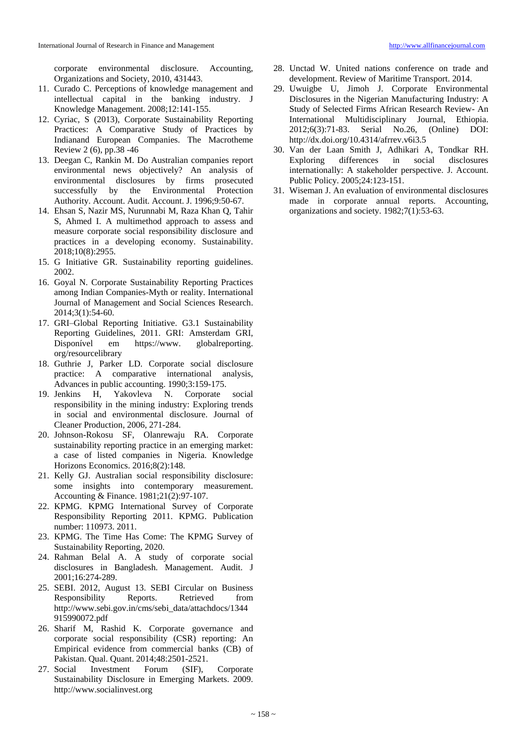corporate environmental disclosure. Accounting, Organizations and Society, 2010, 431443.

11. Curado C. Perceptions of knowledge management and intellectual capital in the banking industry. J Knowledge Management. 2008;12:141-155.
12. Cyriac, S (2013), Corporate Sustainability Reporting Practices: A Comparative Study of Practices by Indianand European Companies. The Macrotheme Review 2 (6), pp.38 -46
13. Deegan C, Rankin M. Do Australian companies report environmental news objectively? An analysis of environmental disclosures by firms prosecuted successfully by the Environmental Protection Authority. Account. Audit. Account. J. 1996;9:50-67.
14. Ehsan S, Nazir MS, Nurunnabi M, Raza Khan Q, Tahir S, Ahmed I. A multimethod approach to assess and measure corporate social responsibility disclosure and practices in a developing economy. Sustainability. 2018;10(8):2955.
15. G Initiative GR. Sustainability reporting guidelines. 2002.
16. Goyal N. Corporate Sustainability Reporting Practices among Indian Companies-Myth or reality. International Journal of Management and Social Sciences Research. 2014;3(1):54-60.
17. GRI–Global Reporting Initiative. G3.1 Sustainability Reporting Guidelines, 2011. GRI: Amsterdam GRI, Disponível em https://www. globalreporting. org/resourcelibrary
18. Guthrie J, Parker LD. Corporate social disclosure practice: A comparative international analysis, Advances in public accounting. 1990;3:159-175.
19. Jenkins H, Yakovleva N. Corporate social responsibility in the mining industry: Exploring trends in social and environmental disclosure. Journal of Cleaner Production, 2006, 271-284.
20. Johnson-Rokosu SF, Olanrewaju RA. Corporate sustainability reporting practice in an emerging market: a case of listed companies in Nigeria. Knowledge Horizons Economics. 2016;8(2):148.
21. Kelly GJ. Australian social responsibility disclosure: some insights into contemporary measurement. Accounting & Finance. 1981;21(2):97-107.
22. KPMG. KPMG International Survey of Corporate Responsibility Reporting 2011. KPMG. Publication number: 110973. 2011.
23. KPMG. The Time Has Come: The KPMG Survey of Sustainability Reporting, 2020.
24. Rahman Belal A. A study of corporate social disclosures in Bangladesh. Management. Audit. J 2001;16:274-289.
25. SEBI. 2012, August 13. SEBI Circular on Business Responsibility Reports. Retrieved from http://www.sebi.gov.in/cms/sebi_data/attachdocs/1344915990072.pdf
26. Sharif M, Rashid K. Corporate governance and corporate social responsibility (CSR) reporting: An Empirical evidence from commercial banks (CB) of Pakistan. Qual. Quant. 2014;48:2501-2521.
27. Social Investment Forum (SIF), Corporate Sustainability Disclosure in Emerging Markets. 2009. http://www.socialinvest.org
28. Unctad W. United nations conference on trade and development. Review of Maritime Transport. 2014.
29. Uwuigbe U, Jimoh J. Corporate Environmental Disclosures in the Nigerian Manufacturing Industry: A Study of Selected Firms African Research Review- An International Multidisciplinary Journal, Ethiopia. 2012;6(3):71-83. Serial No.26, (Online) DOI: http://dx.doi.org/10.4314/afrrev.v6i3.5
30. Van der Laan Smith J, Adhikari A, Tondkar RH. Exploring differences in social disclosures internationally: A stakeholder perspective. J. Account. Public Policy. 2005;24:123-151.
31. Wiseman J. An evaluation of environmental disclosures made in corporate annual reports. Accounting, organizations and society. 1982;7(1):53-63.